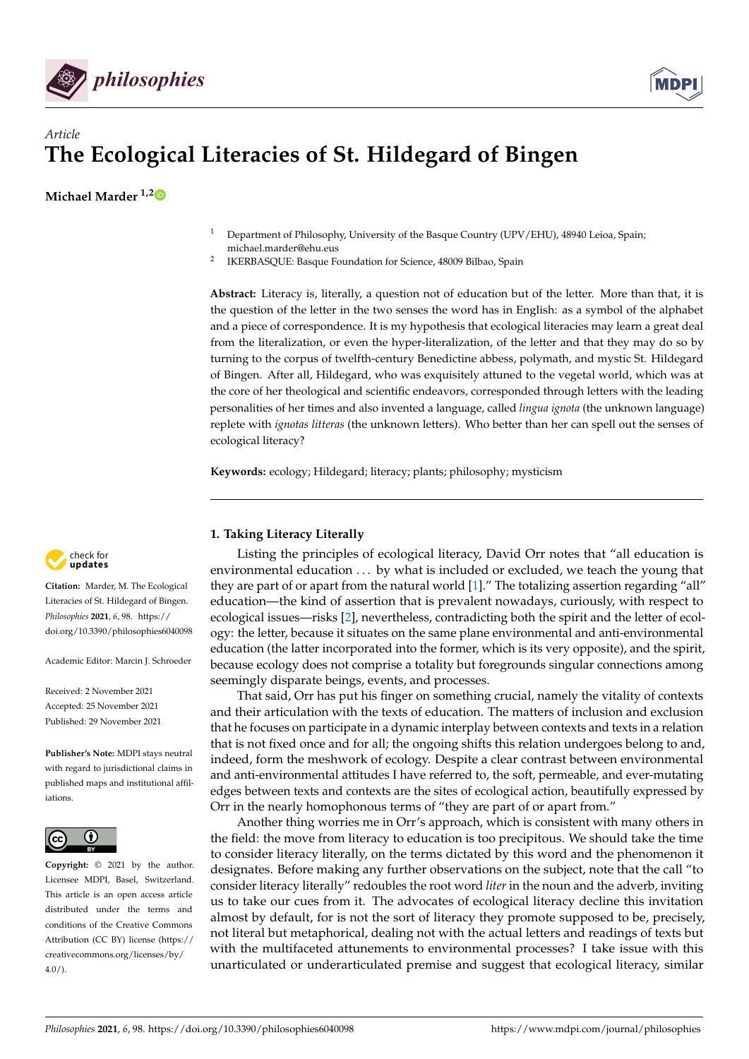Article

# The Ecological Literacies of St. Hildegard of Bingen

**Michael Marder** [1,2]

[1] Department of Philosophy, University of the Basque Country (UPV/EHU), 48940 Leioa, Spain; michael.marder@ehu.eus
[2] IKERBASQUE: Basque Foundation for Science, 48009 Bilbao, Spain

**Abstract:** Literacy is, literally, a question not of education but of the letter. More than that, it is the question of the letter in the two senses the word has in English: as a symbol of the alphabet and a piece of correspondence. It is my hypothesis that ecological literacies may learn a great deal from the literalization, or even the hyper-literalization, of the letter and that they may do so by turning to the corpus of twelfth-century Benedictine abbess, polymath, and mystic St. Hildegard of Bingen. After all, Hildegard, who was exquisitely attuned to the vegetal world, which was at the core of her theological and scientific endeavors, corresponded through letters with the leading personalities of her times and also invented a language, called *lingua ignota* (the unknown language) replete with *ignotas litteras* (the unknown letters). Who better than her can spell out the senses of ecological literacy?

**Keywords:** ecology; Hildegard; literacy; plants; philosophy; mysticism

**Citation:** Marder, M. The Ecological Literacies of St. Hildegard of Bingen. *Philosophies* **2021**, *6*, 98. https://doi.org/10.3390/philosophies6040098

Academic Editor: Marcin J. Schroeder

Received: 2 November 2021
Accepted: 25 November 2021
Published: 29 November 2021

**Publisher's Note:** MDPI stays neutral with regard to jurisdictional claims in published maps and institutional affiliations.

**Copyright:** © 2021 by the author. Licensee MDPI, Basel, Switzerland. This article is an open access article distributed under the terms and conditions of the Creative Commons Attribution (CC BY) license (https://creativecommons.org/licenses/by/4.0/).

## 1. Taking Literacy Literally

Listing the principles of ecological literacy, David Orr notes that "all education is environmental education ... by what is included or excluded, we teach the young that they are part of or apart from the natural world [1]." The totalizing assertion regarding "all" education—the kind of assertion that is prevalent nowadays, curiously, with respect to ecological issues—risks [2], nevertheless, contradicting both the spirit and the letter of ecology: the letter, because it situates on the same plane environmental and anti-environmental education (the latter incorporated into the former, which is its very opposite), and the spirit, because ecology does not comprise a totality but foregrounds singular connections among seemingly disparate beings, events, and processes.

That said, Orr has put his finger on something crucial, namely the vitality of contexts and their articulation with the texts of education. The matters of inclusion and exclusion that he focuses on participate in a dynamic interplay between contexts and texts in a relation that is not fixed once and for all; the ongoing shifts this relation undergoes belong to and, indeed, form the meshwork of ecology. Despite a clear contrast between environmental and anti-environmental attitudes I have referred to, the soft, permeable, and ever-mutating edges between texts and contexts are the sites of ecological action, beautifully expressed by Orr in the nearly homophonous terms of "they are part of or apart from."

Another thing worries me in Orr's approach, which is consistent with many others in the field: the move from literacy to education is too precipitous. We should take the time to consider literacy literally, on the terms dictated by this word and the phenomenon it designates. Before making any further observations on the subject, note that the call "to consider literacy literally" redoubles the root word *liter* in the noun and the adverb, inviting us to take our cues from it. The advocates of ecological literacy decline this invitation almost by default, for is not the sort of literacy they promote supposed to be, precisely, not literal but metaphorical, dealing not with the actual letters and readings of texts but with the multifaceted attunements to environmental processes? I take issue with this unarticulated or underarticulated premise and suggest that ecological literacy, similar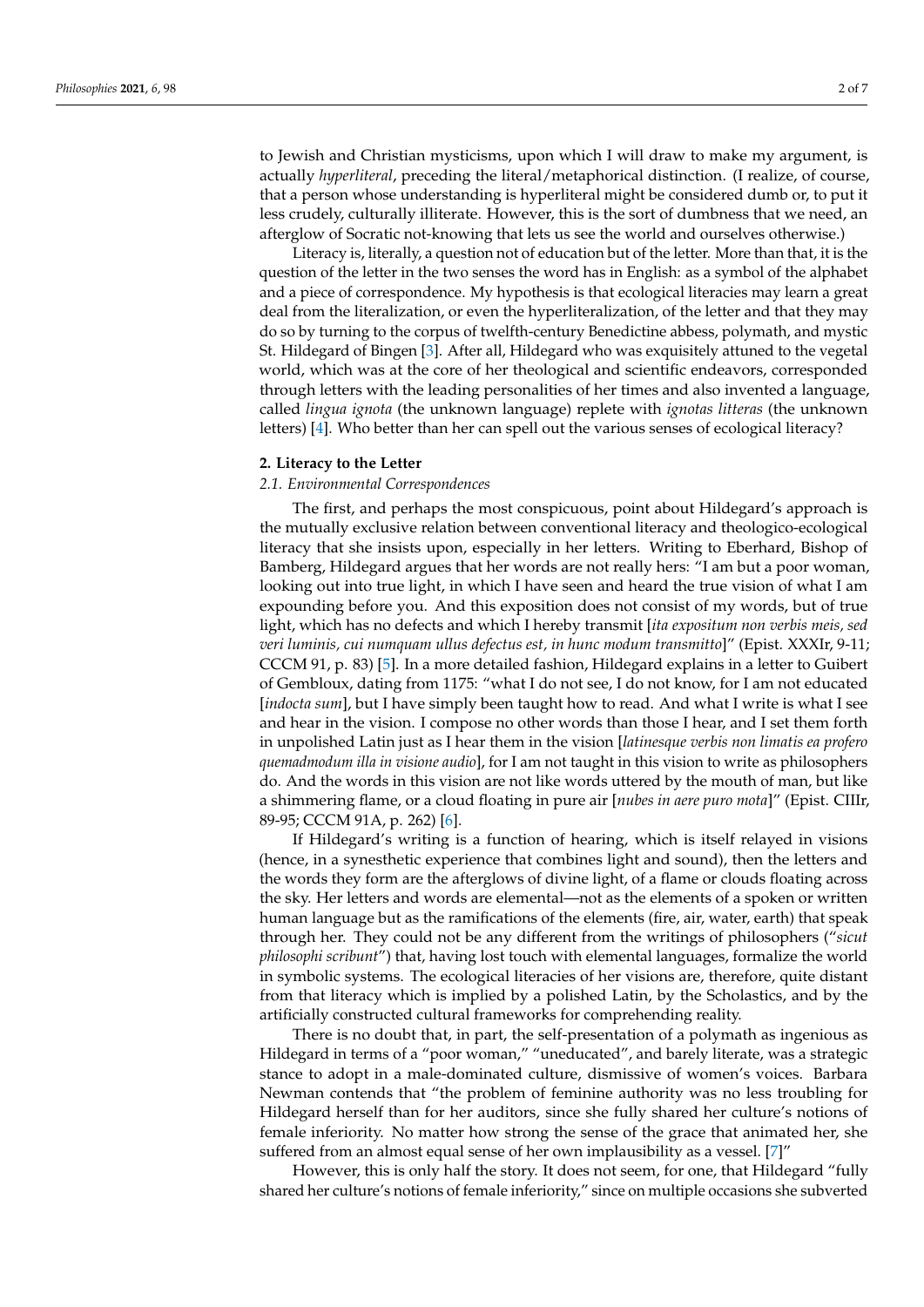to Jewish and Christian mysticisms, upon which I will draw to make my argument, is actually *hyperliteral*, preceding the literal/metaphorical distinction. (I realize, of course, that a person whose understanding is hyperliteral might be considered dumb or, to put it less crudely, culturally illiterate. However, this is the sort of dumbness that we need, an afterglow of Socratic not-knowing that lets us see the world and ourselves otherwise.)

Literacy is, literally, a question not of education but of the letter. More than that, it is the question of the letter in the two senses the word has in English: as a symbol of the alphabet and a piece of correspondence. My hypothesis is that ecological literacies may learn a great deal from the literalization, or even the hyperliteralization, of the letter and that they may do so by turning to the corpus of twelfth-century Benedictine abbess, polymath, and mystic St. Hildegard of Bingen [3]. After all, Hildegard who was exquisitely attuned to the vegetal world, which was at the core of her theological and scientific endeavors, corresponded through letters with the leading personalities of her times and also invented a language, called *lingua ignota* (the unknown language) replete with *ignotas litteras* (the unknown letters) [4]. Who better than her can spell out the various senses of ecological literacy?

## 2. Literacy to the Letter

### 2.1. Environmental Correspondences

The first, and perhaps the most conspicuous, point about Hildegard's approach is the mutually exclusive relation between conventional literacy and theologico-ecological literacy that she insists upon, especially in her letters. Writing to Eberhard, Bishop of Bamberg, Hildegard argues that her words are not really hers: "I am but a poor woman, looking out into true light, in which I have seen and heard the true vision of what I am expounding before you. And this exposition does not consist of my words, but of true light, which has no defects and which I hereby transmit [*ita expositum non verbis meis, sed veri luminis, cui numquam ullus defectus est, in hunc modum transmitto*]" (Epist. XXXIr, 9-11; CCCM 91, p. 83) [5]. In a more detailed fashion, Hildegard explains in a letter to Guibert of Gembloux, dating from 1175: "what I do not see, I do not know, for I am not educated [*indocta sum*], but I have simply been taught how to read. And what I write is what I see and hear in the vision. I compose no other words than those I hear, and I set them forth in unpolished Latin just as I hear them in the vision [*latinesque verbis non limatis ea profero quemadmodum illa in visione audio*], for I am not taught in this vision to write as philosophers do. And the words in this vision are not like words uttered by the mouth of man, but like a shimmering flame, or a cloud floating in pure air [*nubes in aere puro mota*]" (Epist. CIIIr, 89-95; CCCM 91A, p. 262) [6].

If Hildegard's writing is a function of hearing, which is itself relayed in visions (hence, in a synesthetic experience that combines light and sound), then the letters and the words they form are the afterglows of divine light, of a flame or clouds floating across the sky. Her letters and words are elemental—not as the elements of a spoken or written human language but as the ramifications of the elements (fire, air, water, earth) that speak through her. They could not be any different from the writings of philosophers ("*sicut philosophi scribunt*") that, having lost touch with elemental languages, formalize the world in symbolic systems. The ecological literacies of her visions are, therefore, quite distant from that literacy which is implied by a polished Latin, by the Scholastics, and by the artificially constructed cultural frameworks for comprehending reality.

There is no doubt that, in part, the self-presentation of a polymath as ingenious as Hildegard in terms of a "poor woman," "uneducated", and barely literate, was a strategic stance to adopt in a male-dominated culture, dismissive of women's voices. Barbara Newman contends that "the problem of feminine authority was no less troubling for Hildegard herself than for her auditors, since she fully shared her culture's notions of female inferiority. No matter how strong the sense of the grace that animated her, she suffered from an almost equal sense of her own implausibility as a vessel. [7]"

However, this is only half the story. It does not seem, for one, that Hildegard "fully shared her culture's notions of female inferiority," since on multiple occasions she subverted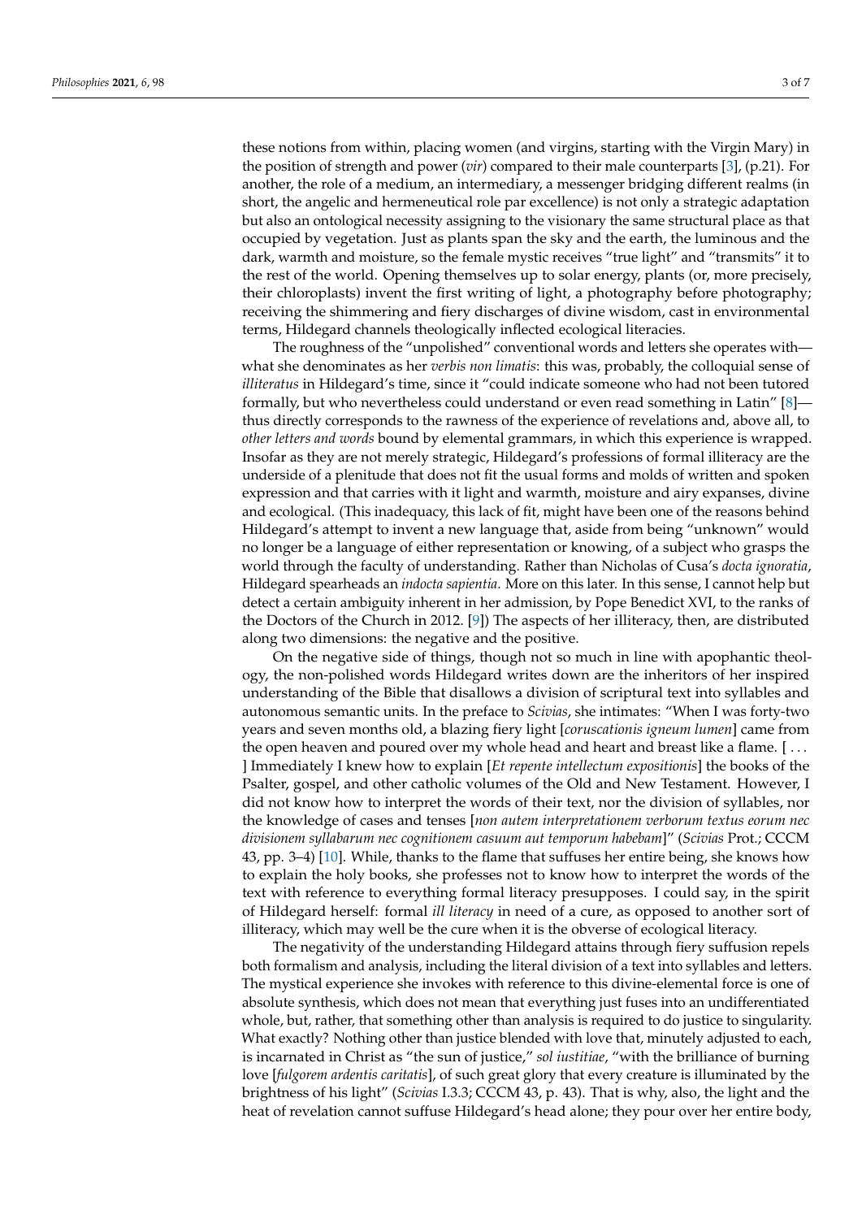these notions from within, placing women (and virgins, starting with the Virgin Mary) in the position of strength and power (*vir*) compared to their male counterparts [3], (p.21). For another, the role of a medium, an intermediary, a messenger bridging different realms (in short, the angelic and hermeneutical role par excellence) is not only a strategic adaptation but also an ontological necessity assigning to the visionary the same structural place as that occupied by vegetation. Just as plants span the sky and the earth, the luminous and the dark, warmth and moisture, so the female mystic receives "true light" and "transmits" it to the rest of the world. Opening themselves up to solar energy, plants (or, more precisely, their chloroplasts) invent the first writing of light, a photography before photography; receiving the shimmering and fiery discharges of divine wisdom, cast in environmental terms, Hildegard channels theologically inflected ecological literacies.

The roughness of the "unpolished" conventional words and letters she operates with—what she denominates as her *verbis non limatis*: this was, probably, the colloquial sense of *illiteratus* in Hildegard's time, since it "could indicate someone who had not been tutored formally, but who nevertheless could understand or even read something in Latin" [8]—thus directly corresponds to the rawness of the experience of revelations and, above all, to *other letters and words* bound by elemental grammars, in which this experience is wrapped. Insofar as they are not merely strategic, Hildegard's professions of formal illiteracy are the underside of a plenitude that does not fit the usual forms and molds of written and spoken expression and that carries with it light and warmth, moisture and airy expanses, divine and ecological. (This inadequacy, this lack of fit, might have been one of the reasons behind Hildegard's attempt to invent a new language that, aside from being "unknown" would no longer be a language of either representation or knowing, of a subject who grasps the world through the faculty of understanding. Rather than Nicholas of Cusa's *docta ignoratia*, Hildegard spearheads an *indocta sapientia*. More on this later. In this sense, I cannot help but detect a certain ambiguity inherent in her admission, by Pope Benedict XVI, to the ranks of the Doctors of the Church in 2012. [9]) The aspects of her illiteracy, then, are distributed along two dimensions: the negative and the positive.

On the negative side of things, though not so much in line with apophantic theology, the non-polished words Hildegard writes down are the inheritors of her inspired understanding of the Bible that disallows a division of scriptural text into syllables and autonomous semantic units. In the preface to *Scivias*, she intimates: "When I was forty-two years and seven months old, a blazing fiery light [*coruscationis igneum lumen*] came from the open heaven and poured over my whole head and heart and breast like a flame. [ . . . ] Immediately I knew how to explain [*Et repente intellectum expositionis*] the books of the Psalter, gospel, and other catholic volumes of the Old and New Testament. However, I did not know how to interpret the words of their text, nor the division of syllables, nor the knowledge of cases and tenses [*non autem interpretationem verborum textus eorum nec divisionem syllabarum nec cognitionem casuum aut temporum habebam*]" (*Scivias* Prot.; CCCM 43, pp. 3–4) [10]. While, thanks to the flame that suffuses her entire being, she knows how to explain the holy books, she professes not to know how to interpret the words of the text with reference to everything formal literacy presupposes. I could say, in the spirit of Hildegard herself: formal *ill literacy* in need of a cure, as opposed to another sort of illiteracy, which may well be the cure when it is the obverse of ecological literacy.

The negativity of the understanding Hildegard attains through fiery suffusion repels both formalism and analysis, including the literal division of a text into syllables and letters. The mystical experience she invokes with reference to this divine-elemental force is one of absolute synthesis, which does not mean that everything just fuses into an undifferentiated whole, but, rather, that something other than analysis is required to do justice to singularity. What exactly? Nothing other than justice blended with love that, minutely adjusted to each, is incarnated in Christ as "the sun of justice," *sol iustitiae*, "with the brilliance of burning love [*fulgorem ardentis caritatis*], of such great glory that every creature is illuminated by the brightness of his light" (*Scivias* I.3.3; CCCM 43, p. 43). That is why, also, the light and the heat of revelation cannot suffuse Hildegard's head alone; they pour over her entire body,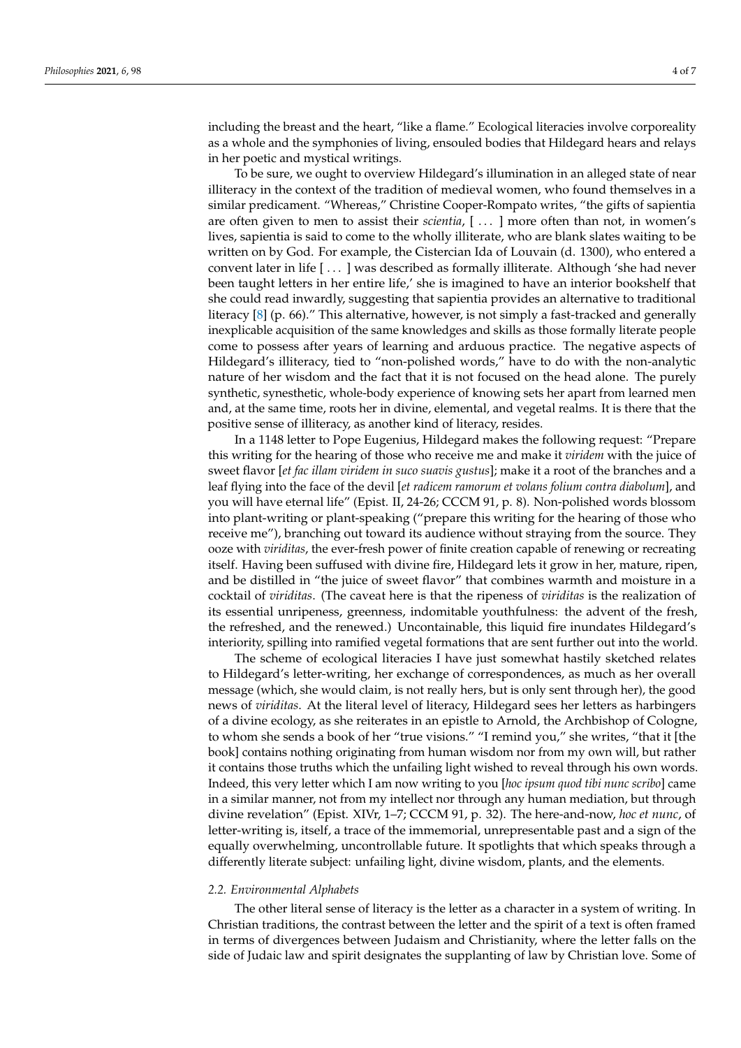including the breast and the heart, "like a flame." Ecological literacies involve corporeality as a whole and the symphonies of living, ensouled bodies that Hildegard hears and relays in her poetic and mystical writings.

To be sure, we ought to overview Hildegard's illumination in an alleged state of near illiteracy in the context of the tradition of medieval women, who found themselves in a similar predicament. "Whereas," Christine Cooper-Rompato writes, "the gifts of sapientia are often given to men to assist their *scientia*, [ . . . ] more often than not, in women's lives, sapientia is said to come to the wholly illiterate, who are blank slates waiting to be written on by God. For example, the Cistercian Ida of Louvain (d. 1300), who entered a convent later in life [ . . . ] was described as formally illiterate. Although 'she had never been taught letters in her entire life,' she is imagined to have an interior bookshelf that she could read inwardly, suggesting that sapientia provides an alternative to traditional literacy [8] (p. 66)." This alternative, however, is not simply a fast-tracked and generally inexplicable acquisition of the same knowledges and skills as those formally literate people come to possess after years of learning and arduous practice. The negative aspects of Hildegard's illiteracy, tied to "non-polished words," have to do with the non-analytic nature of her wisdom and the fact that it is not focused on the head alone. The purely synthetic, synesthetic, whole-body experience of knowing sets her apart from learned men and, at the same time, roots her in divine, elemental, and vegetal realms. It is there that the positive sense of illiteracy, as another kind of literacy, resides.

In a 1148 letter to Pope Eugenius, Hildegard makes the following request: "Prepare this writing for the hearing of those who receive me and make it *viridem* with the juice of sweet flavor [*et fac illam viridem in suco suavis gustus*]; make it a root of the branches and a leaf flying into the face of the devil [*et radicem ramorum et volans folium contra diabolum*], and you will have eternal life" (Epist. II, 24-26; CCCM 91, p. 8). Non-polished words blossom into plant-writing or plant-speaking ("prepare this writing for the hearing of those who receive me"), branching out toward its audience without straying from the source. They ooze with *viriditas*, the ever-fresh power of finite creation capable of renewing or recreating itself. Having been suffused with divine fire, Hildegard lets it grow in her, mature, ripen, and be distilled in "the juice of sweet flavor" that combines warmth and moisture in a cocktail of *viriditas*. (The caveat here is that the ripeness of *viriditas* is the realization of its essential unripeness, greenness, indomitable youthfulness: the advent of the fresh, the refreshed, and the renewed.) Uncontainable, this liquid fire inundates Hildegard's interiority, spilling into ramified vegetal formations that are sent further out into the world.

The scheme of ecological literacies I have just somewhat hastily sketched relates to Hildegard's letter-writing, her exchange of correspondences, as much as her overall message (which, she would claim, is not really hers, but is only sent through her), the good news of *viriditas*. At the literal level of literacy, Hildegard sees her letters as harbingers of a divine ecology, as she reiterates in an epistle to Arnold, the Archbishop of Cologne, to whom she sends a book of her "true visions." "I remind you," she writes, "that it [the book] contains nothing originating from human wisdom nor from my own will, but rather it contains those truths which the unfailing light wished to reveal through his own words. Indeed, this very letter which I am now writing to you [*hoc ipsum quod tibi nunc scribo*] came in a similar manner, not from my intellect nor through any human mediation, but through divine revelation" (Epist. XIVr, 1–7; CCCM 91, p. 32). The here-and-now, *hoc et nunc*, of letter-writing is, itself, a trace of the immemorial, unrepresentable past and a sign of the equally overwhelming, uncontrollable future. It spotlights that which speaks through a differently literate subject: unfailing light, divine wisdom, plants, and the elements.

### *2.2. Environmental Alphabets*

The other literal sense of literacy is the letter as a character in a system of writing. In Christian traditions, the contrast between the letter and the spirit of a text is often framed in terms of divergences between Judaism and Christianity, where the letter falls on the side of Judaic law and spirit designates the supplanting of law by Christian love. Some of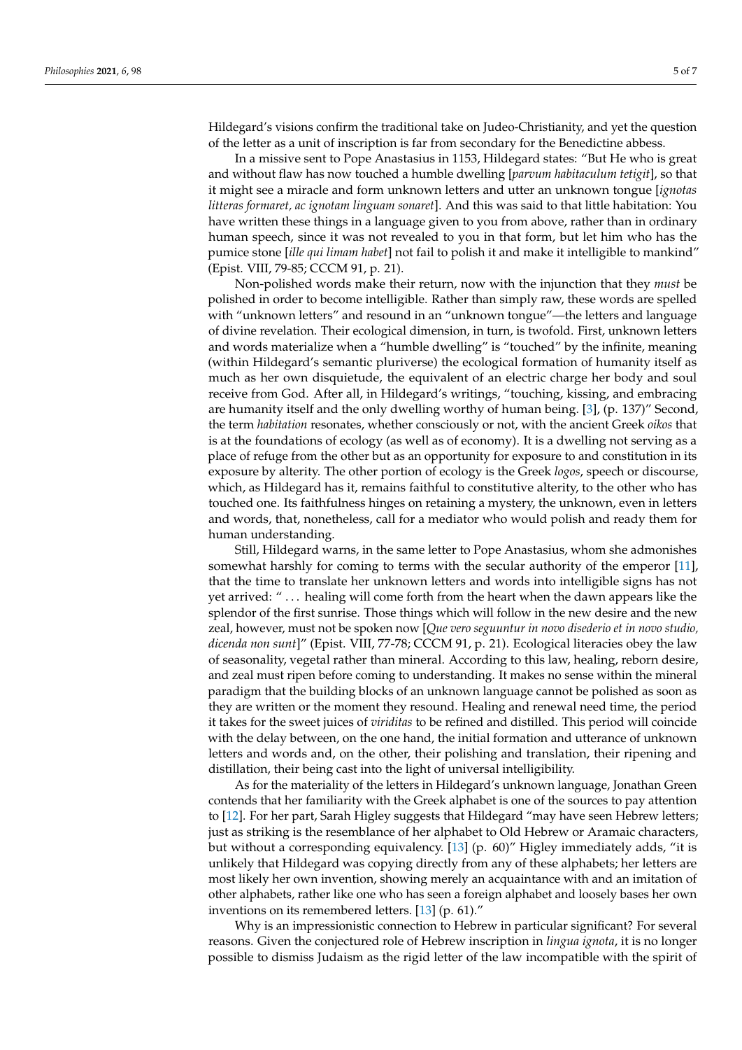Hildegard's visions confirm the traditional take on Judeo-Christianity, and yet the question of the letter as a unit of inscription is far from secondary for the Benedictine abbess.

In a missive sent to Pope Anastasius in 1153, Hildegard states: "But He who is great and without flaw has now touched a humble dwelling [*parvum habitaculum tetigit*], so that it might see a miracle and form unknown letters and utter an unknown tongue [*ignotas litteras formaret, ac ignotam linguam sonaret*]. And this was said to that little habitation: You have written these things in a language given to you from above, rather than in ordinary human speech, since it was not revealed to you in that form, but let him who has the pumice stone [*ille qui limam habet*] not fail to polish it and make it intelligible to mankind" (Epist. VIII, 79-85; CCCM 91, p. 21).

Non-polished words make their return, now with the injunction that they *must* be polished in order to become intelligible. Rather than simply raw, these words are spelled with "unknown letters" and resound in an "unknown tongue"—the letters and language of divine revelation. Their ecological dimension, in turn, is twofold. First, unknown letters and words materialize when a "humble dwelling" is "touched" by the infinite, meaning (within Hildegard's semantic pluriverse) the ecological formation of humanity itself as much as her own disquietude, the equivalent of an electric charge her body and soul receive from God. After all, in Hildegard's writings, "touching, kissing, and embracing are humanity itself and the only dwelling worthy of human being. [3], (p. 137)" Second, the term *habitation* resonates, whether consciously or not, with the ancient Greek *oikos* that is at the foundations of ecology (as well as of economy). It is a dwelling not serving as a place of refuge from the other but as an opportunity for exposure to and constitution in its exposure by alterity. The other portion of ecology is the Greek *logos*, speech or discourse, which, as Hildegard has it, remains faithful to constitutive alterity, to the other who has touched one. Its faithfulness hinges on retaining a mystery, the unknown, even in letters and words, that, nonetheless, call for a mediator who would polish and ready them for human understanding.

Still, Hildegard warns, in the same letter to Pope Anastasius, whom she admonishes somewhat harshly for coming to terms with the secular authority of the emperor [11], that the time to translate her unknown letters and words into intelligible signs has not yet arrived: " ... healing will come forth from the heart when the dawn appears like the splendor of the first sunrise. Those things which will follow in the new desire and the new zeal, however, must not be spoken now [*Que vero seguuntur in novo disederio et in novo studio, dicenda non sunt*]" (Epist. VIII, 77-78; CCCM 91, p. 21). Ecological literacies obey the law of seasonality, vegetal rather than mineral. According to this law, healing, reborn desire, and zeal must ripen before coming to understanding. It makes no sense within the mineral paradigm that the building blocks of an unknown language cannot be polished as soon as they are written or the moment they resound. Healing and renewal need time, the period it takes for the sweet juices of *viriditas* to be refined and distilled. This period will coincide with the delay between, on the one hand, the initial formation and utterance of unknown letters and words and, on the other, their polishing and translation, their ripening and distillation, their being cast into the light of universal intelligibility.

As for the materiality of the letters in Hildegard's unknown language, Jonathan Green contends that her familiarity with the Greek alphabet is one of the sources to pay attention to [12]. For her part, Sarah Higley suggests that Hildegard "may have seen Hebrew letters; just as striking is the resemblance of her alphabet to Old Hebrew or Aramaic characters, but without a corresponding equivalency. [13] (p. 60)" Higley immediately adds, "it is unlikely Hildegard was copying directly from any of these alphabets; her letters are most likely her own invention, showing merely an acquaintance with and an imitation of other alphabets, rather like one who has seen a foreign alphabet and loosely bases her own inventions on its remembered letters. [13] (p. 61)."

Why is an impressionistic connection to Hebrew in particular significant? For several reasons. Given the conjectured role of Hebrew inscription in *lingua ignota*, it is no longer possible to dismiss Judaism as the rigid letter of the law incompatible with the spirit of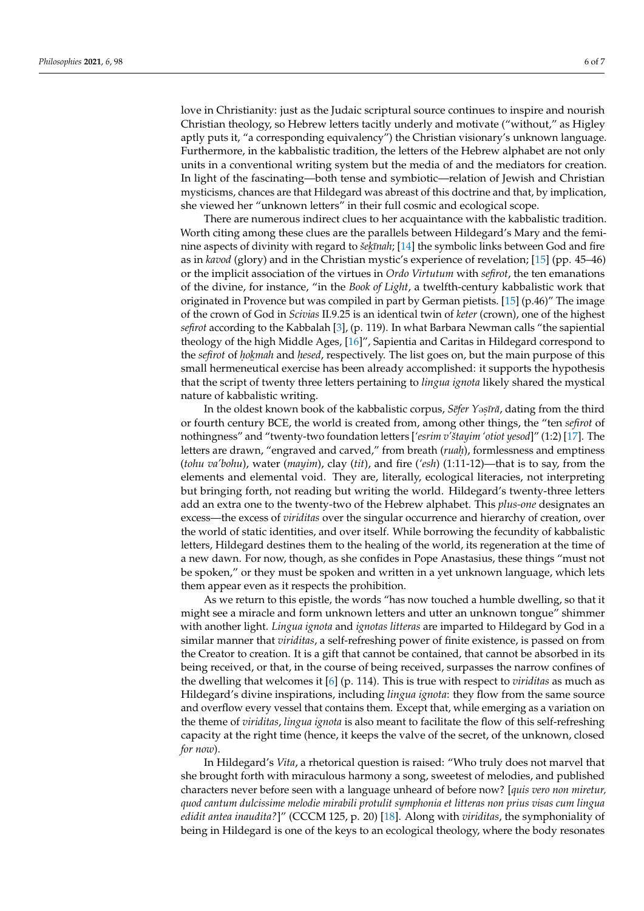love in Christianity: just as the Judaic scriptural source continues to inspire and nourish Christian theology, so Hebrew letters tacitly underly and motivate ("without," as Higley aptly puts it, "a corresponding equivalency") the Christian visionary's unknown language. Furthermore, in the kabbalistic tradition, the letters of the Hebrew alphabet are not only units in a conventional writing system but the media of and the mediators for creation. In light of the fascinating—both tense and symbiotic—relation of Jewish and Christian mysticisms, chances are that Hildegard was abreast of this doctrine and that, by implication, she viewed her "unknown letters" in their full cosmic and ecological scope.

There are numerous indirect clues to her acquaintance with the kabbalistic tradition. Worth citing among these clues are the parallels between Hildegard's Mary and the feminine aspects of divinity with regard to *šeḵīnah*; [14] the symbolic links between God and fire as in *kavod* (glory) and in the Christian mystic's experience of revelation; [15] (pp. 45–46) or the implicit association of the virtues in *Ordo Virtutum* with *sefirot*, the ten emanations of the divine, for instance, "in the *Book of Light*, a twelfth-century kabbalistic work that originated in Provence but was compiled in part by German pietists. [15] (p.46)" The image of the crown of God in *Scivias* II.9.25 is an identical twin of *keter* (crown), one of the highest *sefirot* according to the Kabbalah [3], (p. 119). In what Barbara Newman calls "the sapiential theology of the high Middle Ages, [16]", Sapientia and Caritas in Hildegard correspond to the *sefirot* of *ḥoḵmah* and *ḥesed*, respectively. The list goes on, but the main purpose of this small hermeneutical exercise has been already accomplished: it supports the hypothesis that the script of twenty three letters pertaining to *lingua ignota* likely shared the mystical nature of kabbalistic writing.

In the oldest known book of the kabbalistic corpus, *Sēfer Yəṣīrā*, dating from the third or fourth century BCE, the world is created from, among other things, the "ten *sefirot* of nothingness" and "twenty-two foundation letters [*'esrim v'štayim 'otiot yesod*]" (1:2) [17]. The letters are drawn, "engraved and carved," from breath (*ruaḥ*), formlessness and emptiness (*tohu va'bohu*), water (*mayim*), clay (*tit*), and fire (*'esh*) (1:11-12)—that is to say, from the elements and elemental void. They are, literally, ecological literacies, not interpreting but bringing forth, not reading but writing the world. Hildegard's twenty-three letters add an extra one to the twenty-two of the Hebrew alphabet. This *plus-one* designates an excess—the excess of *viriditas* over the singular occurrence and hierarchy of creation, over the world of static identities, and over itself. While borrowing the fecundity of kabbalistic letters, Hildegard destines them to the healing of the world, its regeneration at the time of a new dawn. For now, though, as she confides in Pope Anastasius, these things "must not be spoken," or they must be spoken and written in a yet unknown language, which lets them appear even as it respects the prohibition.

As we return to this epistle, the words "has now touched a humble dwelling, so that it might see a miracle and form unknown letters and utter an unknown tongue" shimmer with another light. *Lingua ignota* and *ignotas litteras* are imparted to Hildegard by God in a similar manner that *viriditas*, a self-refreshing power of finite existence, is passed on from the Creator to creation. It is a gift that cannot be contained, that cannot be absorbed in its being received, or that, in the course of being received, surpasses the narrow confines of the dwelling that welcomes it [6] (p. 114). This is true with respect to *viriditas* as much as Hildegard's divine inspirations, including *lingua ignota*: they flow from the same source and overflow every vessel that contains them. Except that, while emerging as a variation on the theme of *viriditas*, *lingua ignota* is also meant to facilitate the flow of this self-refreshing capacity at the right time (hence, it keeps the valve of the secret, of the unknown, closed *for now*).

In Hildegard's *Vita*, a rhetorical question is raised: "Who truly does not marvel that she brought forth with miraculous harmony a song, sweetest of melodies, and published characters never before seen with a language unheard of before now? [*quis vero non miretur, quod cantum dulcissime melodie mirabili protulit symphonia et litteras non prius visas cum lingua edidit antea inaudita?*]" (CCCM 125, p. 20) [18]. Along with *viriditas*, the symphoniality of being in Hildegard is one of the keys to an ecological theology, where the body resonates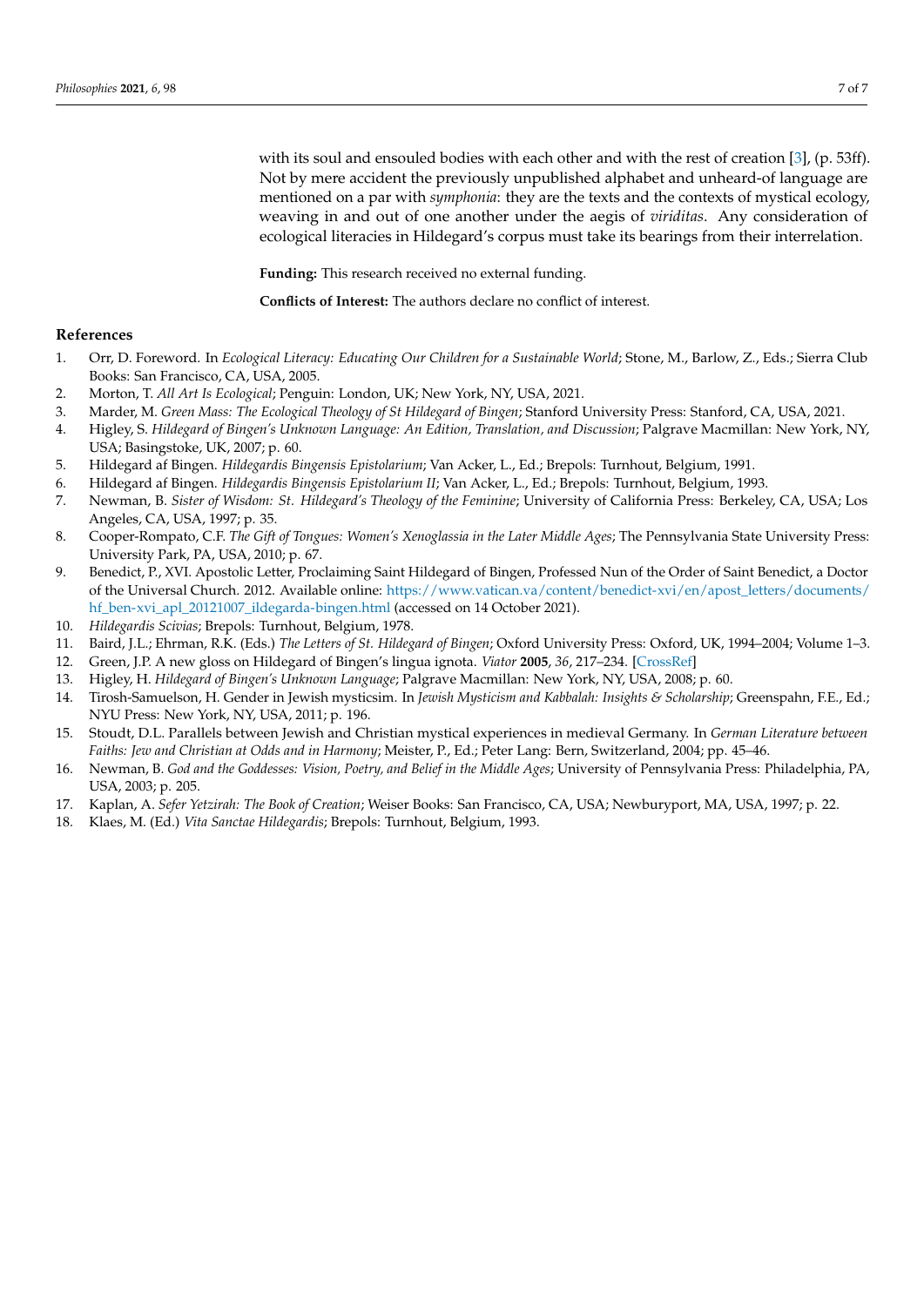with its soul and ensouled bodies with each other and with the rest of creation [3], (p. 53ff). Not by mere accident the previously unpublished alphabet and unheard-of language are mentioned on a par with *symphonia*: they are the texts and the contexts of mystical ecology, weaving in and out of one another under the aegis of *viriditas*. Any consideration of ecological literacies in Hildegard's corpus must take its bearings from their interrelation.

**Funding:** This research received no external funding.

**Conflicts of Interest:** The authors declare no conflict of interest.

## References

1. Orr, D. Foreword. In *Ecological Literacy: Educating Our Children for a Sustainable World*; Stone, M., Barlow, Z., Eds.; Sierra Club Books: San Francisco, CA, USA, 2005.
2. Morton, T. *All Art Is Ecological*; Penguin: London, UK; New York, NY, USA, 2021.
3. Marder, M. *Green Mass: The Ecological Theology of St Hildegard of Bingen*; Stanford University Press: Stanford, CA, USA, 2021.
4. Higley, S. *Hildegard of Bingen's Unknown Language: An Edition, Translation, and Discussion*; Palgrave Macmillan: New York, NY, USA; Basingstoke, UK, 2007; p. 60.
5. Hildegard af Bingen. *Hildegardis Bingensis Epistolarium*; Van Acker, L., Ed.; Brepols: Turnhout, Belgium, 1991.
6. Hildegard af Bingen. *Hildegardis Bingensis Epistolarium II*; Van Acker, L., Ed.; Brepols: Turnhout, Belgium, 1993.
7. Newman, B. *Sister of Wisdom: St. Hildegard's Theology of the Feminine*; University of California Press: Berkeley, CA, USA; Los Angeles, CA, USA, 1997; p. 35.
8. Cooper-Rompato, C.F. *The Gift of Tongues: Women's Xenoglassia in the Later Middle Ages*; The Pennsylvania State University Press: University Park, PA, USA, 2010; p. 67.
9. Benedict, P., XVI. Apostolic Letter, Proclaiming Saint Hildegard of Bingen, Professed Nun of the Order of Saint Benedict, a Doctor of the Universal Church. 2012. Available online: https://www.vatican.va/content/benedict-xvi/en/apost_letters/documents/hf_ben-xvi_apl_20121007_ildegarda-bingen.html (accessed on 14 October 2021).
10. *Hildegardis Scivias*; Brepols: Turnhout, Belgium, 1978.
11. Baird, J.L.; Ehrman, R.K. (Eds.) *The Letters of St. Hildegard of Bingen*; Oxford University Press: Oxford, UK, 1994–2004; Volume 1–3.
12. Green, J.P. A new gloss on Hildegard of Bingen's lingua ignota. *Viator* **2005**, *36*, 217–234. [CrossRef]
13. Higley, H. *Hildegard of Bingen's Unknown Language*; Palgrave Macmillan: New York, NY, USA, 2008; p. 60.
14. Tirosh-Samuelson, H. Gender in Jewish mysticsim. In *Jewish Mysticism and Kabbalah: Insights & Scholarship*; Greenspahn, F.E., Ed.; NYU Press: New York, NY, USA, 2011; p. 196.
15. Stoudt, D.L. Parallels between Jewish and Christian mystical experiences in medieval Germany. In *German Literature between Faiths: Jew and Christian at Odds and in Harmony*; Meister, P., Ed.; Peter Lang: Bern, Switzerland, 2004; pp. 45–46.
16. Newman, B. *God and the Goddesses: Vision, Poetry, and Belief in the Middle Ages*; University of Pennsylvania Press: Philadelphia, PA, USA, 2003; p. 205.
17. Kaplan, A. *Sefer Yetzirah: The Book of Creation*; Weiser Books: San Francisco, CA, USA; Newburyport, MA, USA, 1997; p. 22.
18. Klaes, M. (Ed.) *Vita Sanctae Hildegardis*; Brepols: Turnhout, Belgium, 1993.